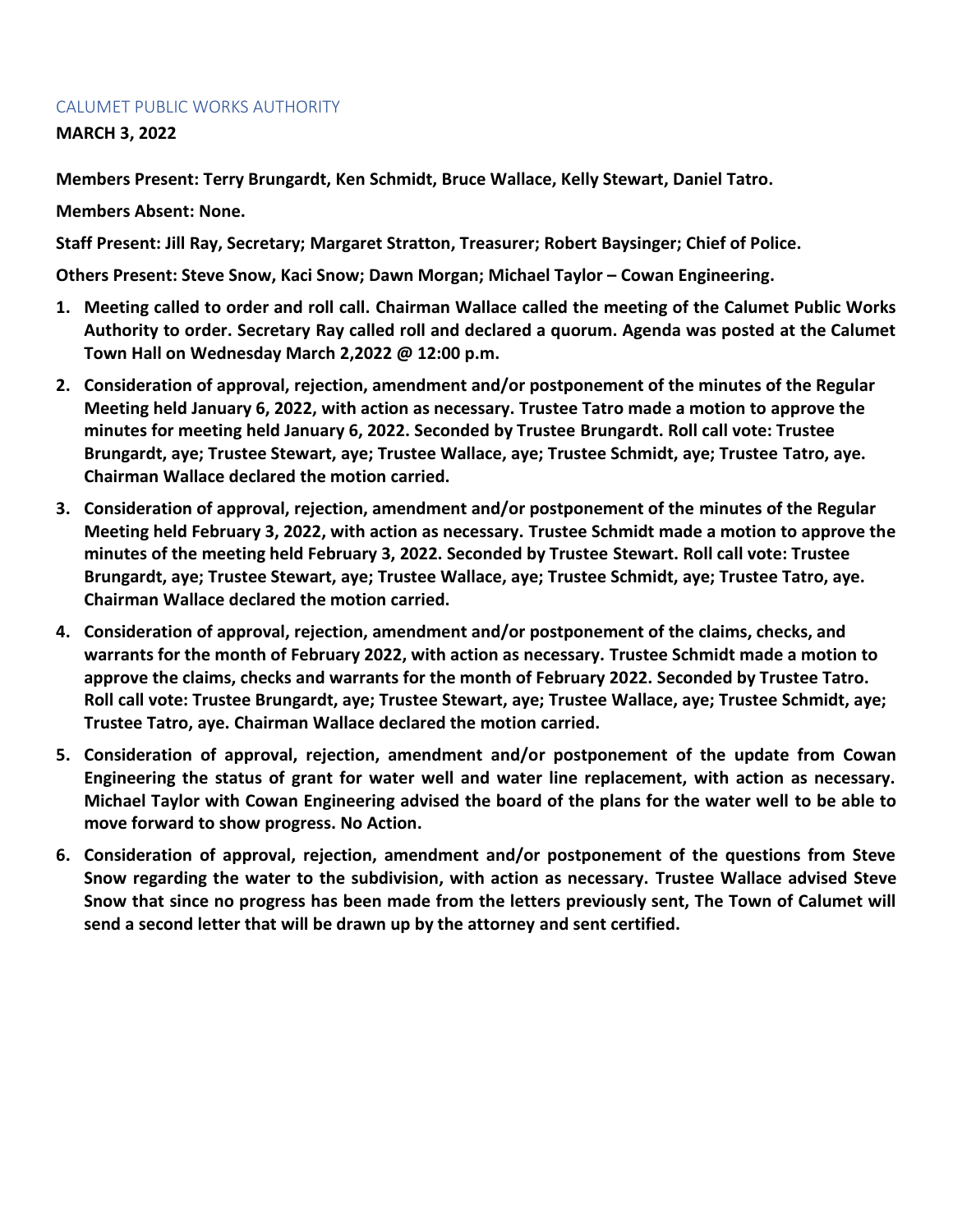CALUMET PUBLIC WORKS AUTHORITY

**MARCH 3, 2022**

**Members Present: Terry Brungardt, Ken Schmidt, Bruce Wallace, Kelly Stewart, Daniel Tatro.**

**Members Absent: None.**

**Staff Present: Jill Ray, Secretary; Margaret Stratton, Treasurer; Robert Baysinger; Chief of Police.**

**Others Present: Steve Snow, Kaci Snow; Dawn Morgan; Michael Taylor – Cowan Engineering.**

1. **Meeting called to order and roll call. Chairman Wallace called the meeting of the Calumet Public Works Authority to order. Secretary Ray called roll and declared a quorum. Agenda was posted at the Calumet Town Hall on Wednesday March 2,2022 @ 12:00 p.m.**
2. **Consideration of approval, rejection, amendment and/or postponement of the minutes of the Regular Meeting held January 6, 2022, with action as necessary. Trustee Tatro made a motion to approve the minutes for meeting held January 6, 2022. Seconded by Trustee Brungardt. Roll call vote: Trustee Brungardt, aye; Trustee Stewart, aye; Trustee Wallace, aye; Trustee Schmidt, aye; Trustee Tatro, aye. Chairman Wallace declared the motion carried.**
3. **Consideration of approval, rejection, amendment and/or postponement of the minutes of the Regular Meeting held February 3, 2022, with action as necessary. Trustee Schmidt made a motion to approve the minutes of the meeting held February 3, 2022. Seconded by Trustee Stewart. Roll call vote: Trustee Brungardt, aye; Trustee Stewart, aye; Trustee Wallace, aye; Trustee Schmidt, aye; Trustee Tatro, aye. Chairman Wallace declared the motion carried.**
4. **Consideration of approval, rejection, amendment and/or postponement of the claims, checks, and warrants for the month of February 2022, with action as necessary. Trustee Schmidt made a motion to approve the claims, checks and warrants for the month of February 2022. Seconded by Trustee Tatro. Roll call vote: Trustee Brungardt, aye; Trustee Stewart, aye; Trustee Wallace, aye; Trustee Schmidt, aye; Trustee Tatro, aye. Chairman Wallace declared the motion carried.**
5. **Consideration of approval, rejection, amendment and/or postponement of the update from Cowan Engineering the status of grant for water well and water line replacement, with action as necessary. Michael Taylor with Cowan Engineering advised the board of the plans for the water well to be able to move forward to show progress. No Action.**
6. **Consideration of approval, rejection, amendment and/or postponement of the questions from Steve Snow regarding the water to the subdivision, with action as necessary. Trustee Wallace advised Steve Snow that since no progress has been made from the letters previously sent, The Town of Calumet will send a second letter that will be drawn up by the attorney and sent certified.**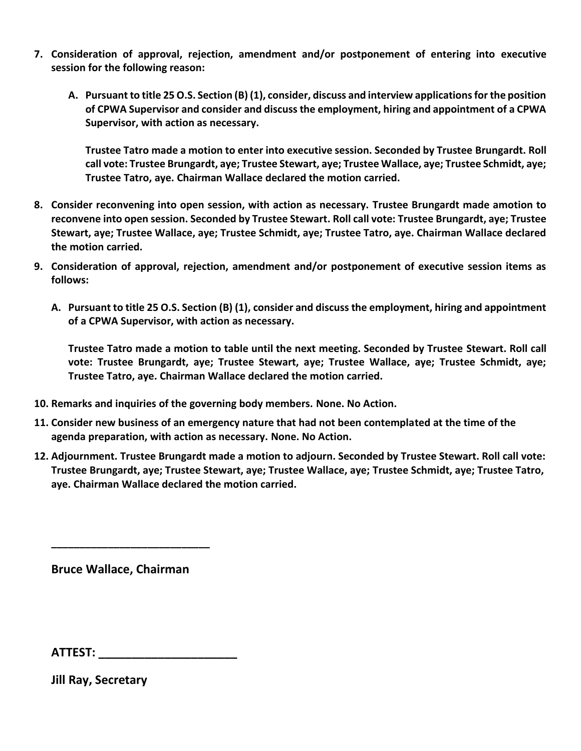7. **Consideration of approval, rejection, amendment and/or postponement of entering into executive session for the following reason:**

   A. **Pursuant to title 25 O.S. Section (B) (1), consider, discuss and interview applications for the position of CPWA Supervisor and consider and discuss the employment, hiring and appointment of a CPWA Supervisor, with action as necessary.**

      **Trustee Tatro made a motion to enter into executive session. Seconded by Trustee Brungardt. Roll call vote: Trustee Brungardt, aye; Trustee Stewart, aye; Trustee Wallace, aye; Trustee Schmidt, aye; Trustee Tatro, aye. Chairman Wallace declared the motion carried.**

8. **Consider reconvening into open session, with action as necessary. Trustee Brungardt made amotion to reconvene into open session. Seconded by Trustee Stewart. Roll call vote: Trustee Brungardt, aye; Trustee Stewart, aye; Trustee Wallace, aye; Trustee Schmidt, aye; Trustee Tatro, aye. Chairman Wallace declared the motion carried.**

9. **Consideration of approval, rejection, amendment and/or postponement of executive session items as follows:**

   A. **Pursuant to title 25 O.S. Section (B) (1), consider and discuss the employment, hiring and appointment of a CPWA Supervisor, with action as necessary.**

      **Trustee Tatro made a motion to table until the next meeting. Seconded by Trustee Stewart. Roll call vote: Trustee Brungardt, aye; Trustee Stewart, aye; Trustee Wallace, aye; Trustee Schmidt, aye; Trustee Tatro, aye. Chairman Wallace declared the motion carried.**

10. **Remarks and inquiries of the governing body members. None. No Action.**

11. **Consider new business of an emergency nature that had not been contemplated at the time of the agenda preparation, with action as necessary. None. No Action.**

12. **Adjournment. Trustee Brungardt made a motion to adjourn. Seconded by Trustee Stewart. Roll call vote: Trustee Brungardt, aye; Trustee Stewart, aye; Trustee Wallace, aye; Trustee Schmidt, aye; Trustee Tatro, aye. Chairman Wallace declared the motion carried.**

___________________________

**Bruce Wallace, Chairman**

**ATTEST: ______________________**

**Jill Ray, Secretary**